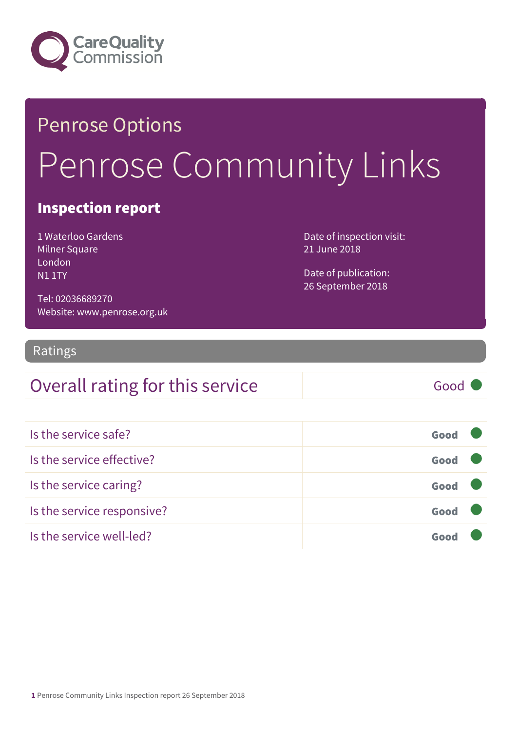Care Quality Commission

# Penrose Options

# Penrose Community Links

## Inspection report

1 Waterloo Gardens
Milner Square
London
N1 1TY

Tel: 02036689270
Website: www.penrose.org.uk

Date of inspection visit:
21 June 2018

Date of publication:
26 September 2018

## Ratings

| Overall rating for this service | Good |
|---|---|

| | |
|---|---|
| Is the service safe? | Good |
| Is the service effective? | Good |
| Is the service caring? | Good |
| Is the service responsive? | Good |
| Is the service well-led? | Good |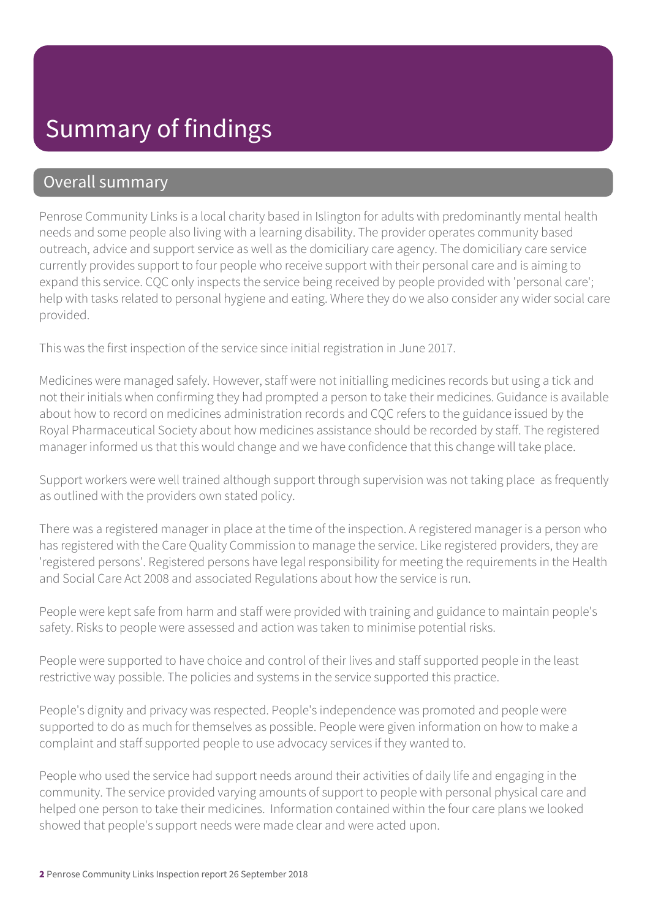# Summary of findings

## Overall summary

Penrose Community Links is a local charity based in Islington for adults with predominantly mental health needs and some people also living with a learning disability. The provider operates community based outreach, advice and support service as well as the domiciliary care agency. The domiciliary care service currently provides support to four people who receive support with their personal care and is aiming to expand this service. CQC only inspects the service being received by people provided with 'personal care'; help with tasks related to personal hygiene and eating. Where they do we also consider any wider social care provided.

This was the first inspection of the service since initial registration in June 2017.

Medicines were managed safely. However, staff were not initialling medicines records but using a tick and not their initials when confirming they had prompted a person to take their medicines. Guidance is available about how to record on medicines administration records and CQC refers to the guidance issued by the Royal Pharmaceutical Society about how medicines assistance should be recorded by staff. The registered manager informed us that this would change and we have confidence that this change will take place.

Support workers were well trained although support through supervision was not taking place as frequently as outlined with the providers own stated policy.

There was a registered manager in place at the time of the inspection. A registered manager is a person who has registered with the Care Quality Commission to manage the service. Like registered providers, they are 'registered persons'. Registered persons have legal responsibility for meeting the requirements in the Health and Social Care Act 2008 and associated Regulations about how the service is run.

People were kept safe from harm and staff were provided with training and guidance to maintain people's safety. Risks to people were assessed and action was taken to minimise potential risks.

People were supported to have choice and control of their lives and staff supported people in the least restrictive way possible. The policies and systems in the service supported this practice.

People's dignity and privacy was respected. People's independence was promoted and people were supported to do as much for themselves as possible. People were given information on how to make a complaint and staff supported people to use advocacy services if they wanted to.

People who used the service had support needs around their activities of daily life and engaging in the community. The service provided varying amounts of support to people with personal physical care and helped one person to take their medicines. Information contained within the four care plans we looked showed that people's support needs were made clear and were acted upon.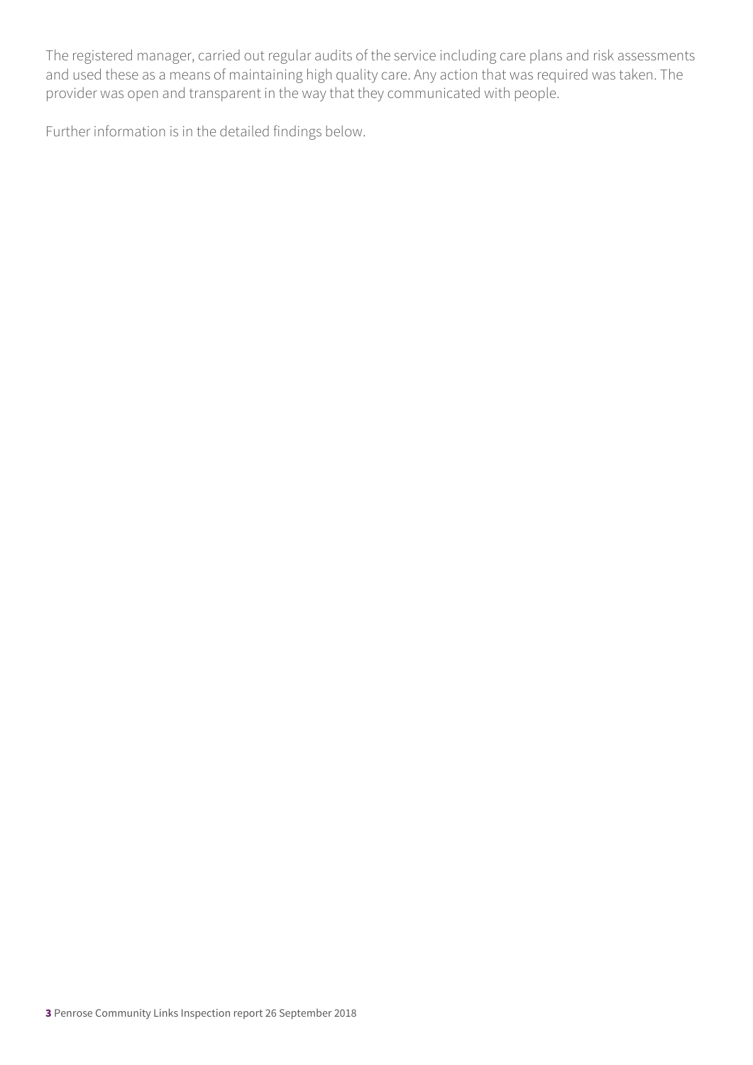The registered manager, carried out regular audits of the service including care plans and risk assessments and used these as a means of maintaining high quality care. Any action that was required was taken. The provider was open and transparent in the way that they communicated with people.

Further information is in the detailed findings below.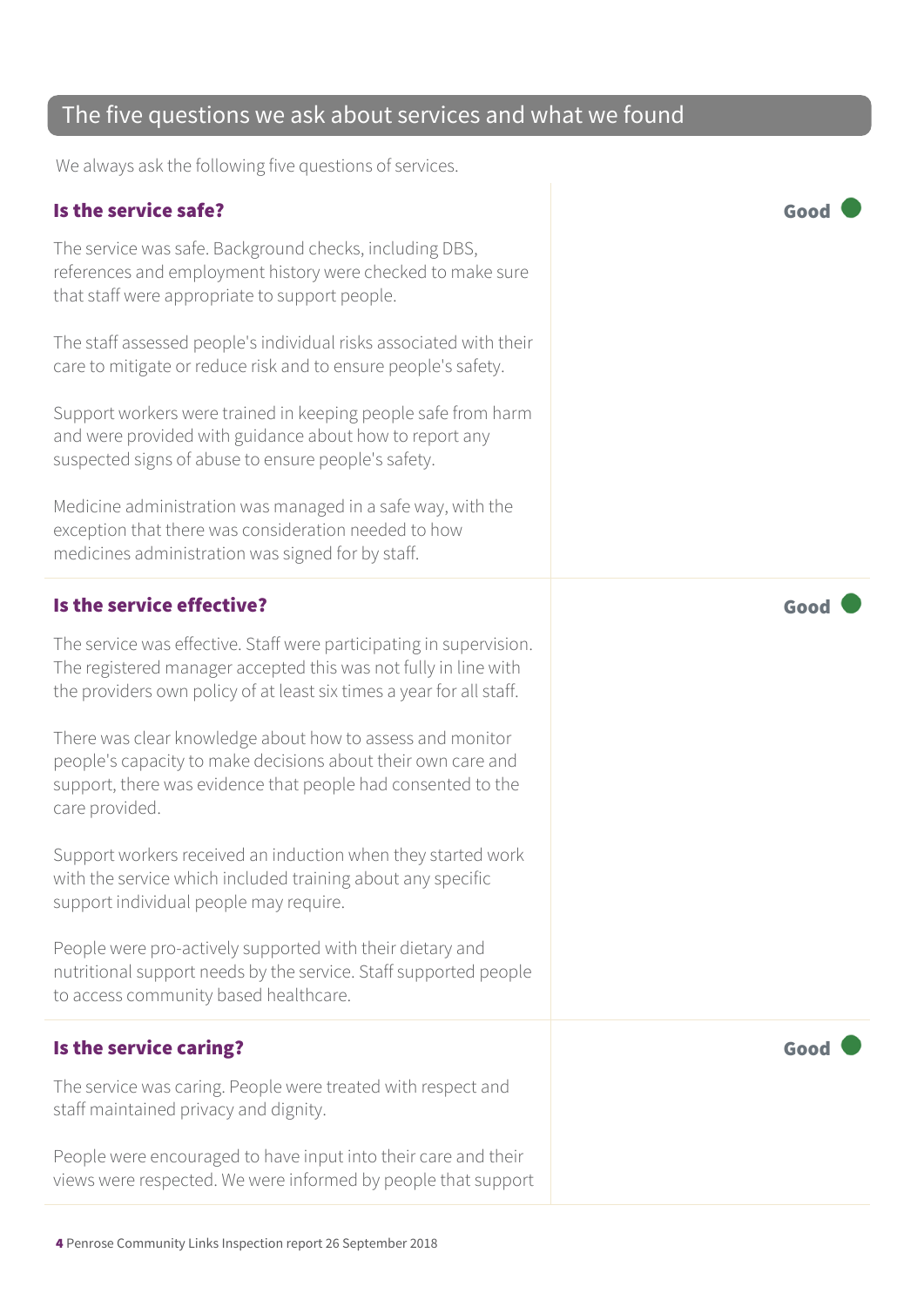## The five questions we ask about services and what we found

We always ask the following five questions of services.

### Is the service safe?

**Good**

The service was safe. Background checks, including DBS, references and employment history were checked to make sure that staff were appropriate to support people.

The staff assessed people's individual risks associated with their care to mitigate or reduce risk and to ensure people's safety.

Support workers were trained in keeping people safe from harm and were provided with guidance about how to report any suspected signs of abuse to ensure people's safety.

Medicine administration was managed in a safe way, with the exception that there was consideration needed to how medicines administration was signed for by staff.

### Is the service effective?

**Good**

The service was effective. Staff were participating in supervision. The registered manager accepted this was not fully in line with the providers own policy of at least six times a year for all staff.

There was clear knowledge about how to assess and monitor people's capacity to make decisions about their own care and support, there was evidence that people had consented to the care provided.

Support workers received an induction when they started work with the service which included training about any specific support individual people may require.

People were pro-actively supported with their dietary and nutritional support needs by the service. Staff supported people to access community based healthcare.

### Is the service caring?

**Good**

The service was caring. People were treated with respect and staff maintained privacy and dignity.

People were encouraged to have input into their care and their views were respected. We were informed by people that support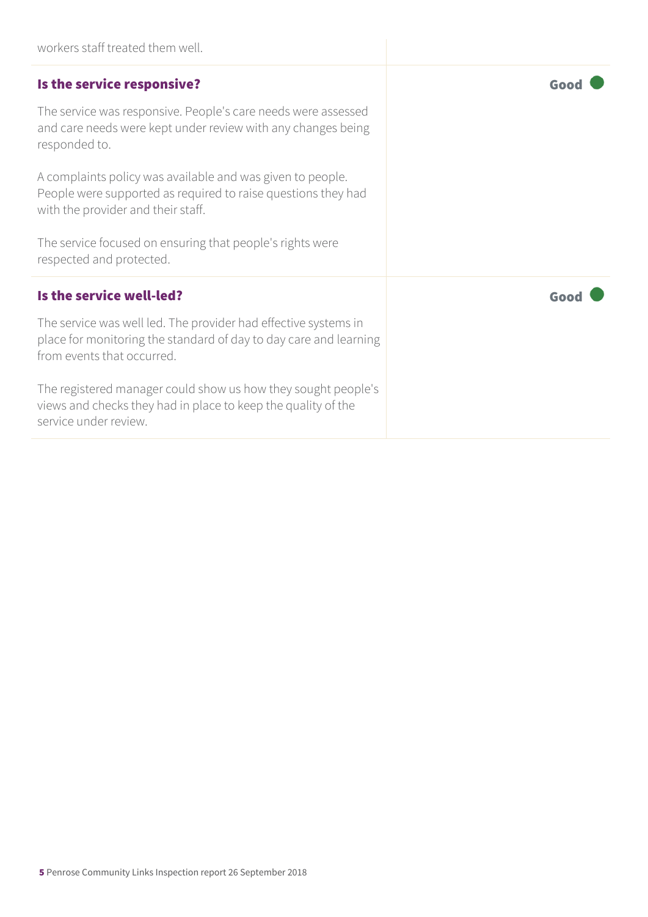workers staff treated them well.

### Is the service responsive?

**Good**

The service was responsive. People's care needs were assessed and care needs were kept under review with any changes being responded to.

A complaints policy was available and was given to people. People were supported as required to raise questions they had with the provider and their staff.

The service focused on ensuring that people's rights were respected and protected.

### Is the service well-led?

**Good**

The service was well led. The provider had effective systems in place for monitoring the standard of day to day care and learning from events that occurred.

The registered manager could show us how they sought people's views and checks they had in place to keep the quality of the service under review.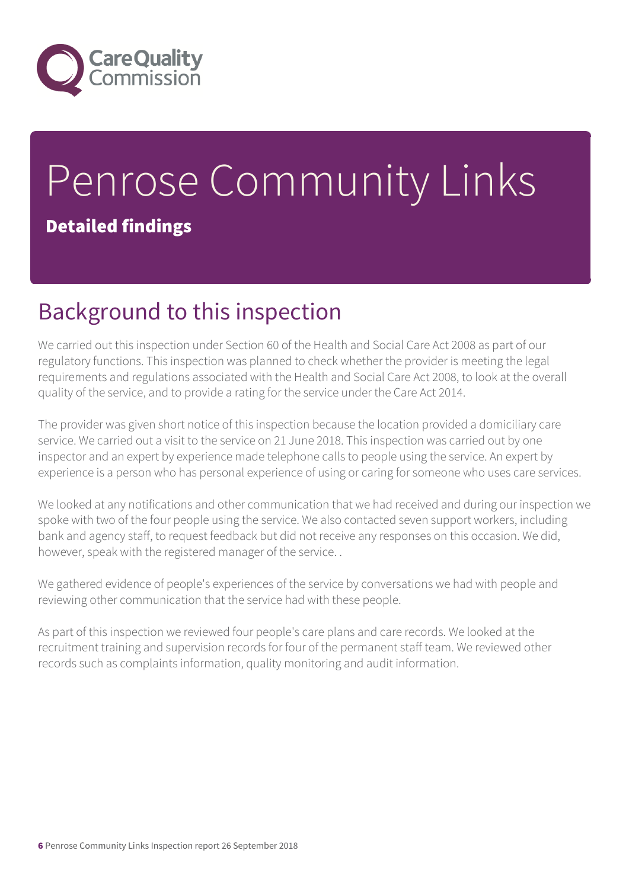# Penrose Community Links

**Detailed findings**

## Background to this inspection

We carried out this inspection under Section 60 of the Health and Social Care Act 2008 as part of our regulatory functions. This inspection was planned to check whether the provider is meeting the legal requirements and regulations associated with the Health and Social Care Act 2008, to look at the overall quality of the service, and to provide a rating for the service under the Care Act 2014.

The provider was given short notice of this inspection because the location provided a domiciliary care service. We carried out a visit to the service on 21 June 2018. This inspection was carried out by one inspector and an expert by experience made telephone calls to people using the service. An expert by experience is a person who has personal experience of using or caring for someone who uses care services.

We looked at any notifications and other communication that we had received and during our inspection we spoke with two of the four people using the service. We also contacted seven support workers, including bank and agency staff, to request feedback but did not receive any responses on this occasion. We did, however, speak with the registered manager of the service. .

We gathered evidence of people's experiences of the service by conversations we had with people and reviewing other communication that the service had with these people.

As part of this inspection we reviewed four people's care plans and care records. We looked at the recruitment training and supervision records for four of the permanent staff team. We reviewed other records such as complaints information, quality monitoring and audit information.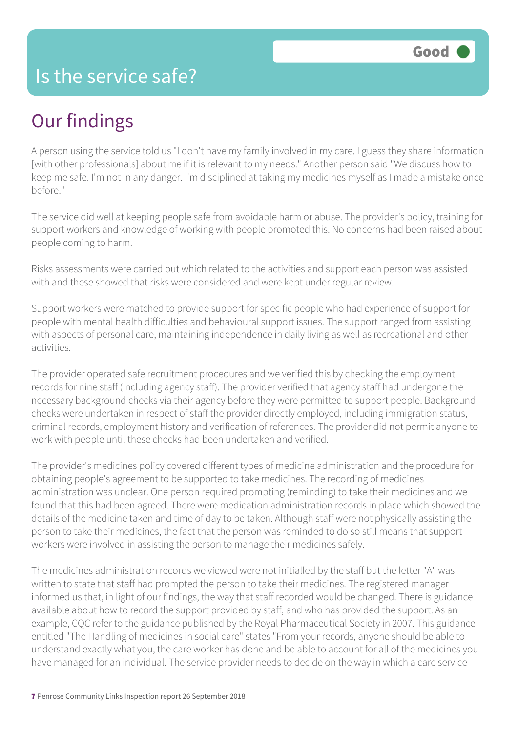# Is the service safe?

**Good**

## Our findings

A person using the service told us "I don't have my family involved in my care. I guess they share information [with other professionals] about me if it is relevant to my needs." Another person said "We discuss how to keep me safe. I'm not in any danger. I'm disciplined at taking my medicines myself as I made a mistake once before."

The service did well at keeping people safe from avoidable harm or abuse. The provider's policy, training for support workers and knowledge of working with people promoted this. No concerns had been raised about people coming to harm.

Risks assessments were carried out which related to the activities and support each person was assisted with and these showed that risks were considered and were kept under regular review.

Support workers were matched to provide support for specific people who had experience of support for people with mental health difficulties and behavioural support issues. The support ranged from assisting with aspects of personal care, maintaining independence in daily living as well as recreational and other activities.

The provider operated safe recruitment procedures and we verified this by checking the employment records for nine staff (including agency staff). The provider verified that agency staff had undergone the necessary background checks via their agency before they were permitted to support people. Background checks were undertaken in respect of staff the provider directly employed, including immigration status, criminal records, employment history and verification of references. The provider did not permit anyone to work with people until these checks had been undertaken and verified.

The provider's medicines policy covered different types of medicine administration and the procedure for obtaining people's agreement to be supported to take medicines. The recording of medicines administration was unclear. One person required prompting (reminding) to take their medicines and we found that this had been agreed. There were medication administration records in place which showed the details of the medicine taken and time of day to be taken. Although staff were not physically assisting the person to take their medicines, the fact that the person was reminded to do so still means that support workers were involved in assisting the person to manage their medicines safely.

The medicines administration records we viewed were not initialled by the staff but the letter "A" was written to state that staff had prompted the person to take their medicines. The registered manager informed us that, in light of our findings, the way that staff recorded would be changed. There is guidance available about how to record the support provided by staff, and who has provided the support. As an example, CQC refer to the guidance published by the Royal Pharmaceutical Society in 2007. This guidance entitled "The Handling of medicines in social care" states "From your records, anyone should be able to understand exactly what you, the care worker has done and be able to account for all of the medicines you have managed for an individual. The service provider needs to decide on the way in which a care service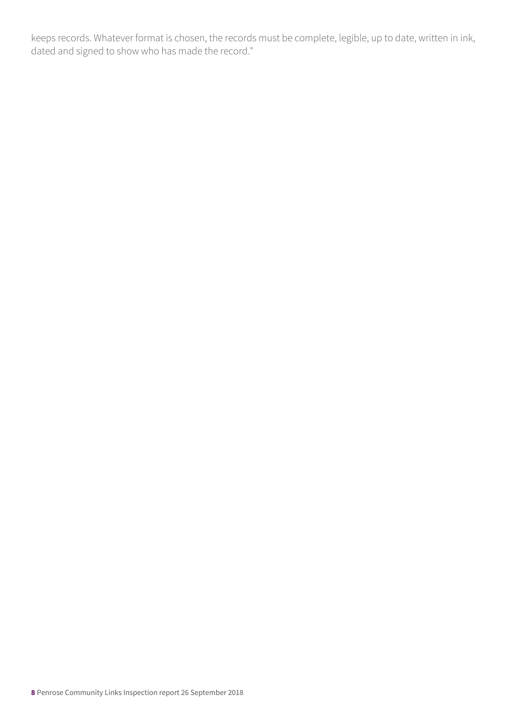keeps records. Whatever format is chosen, the records must be complete, legible, up to date, written in ink, dated and signed to show who has made the record."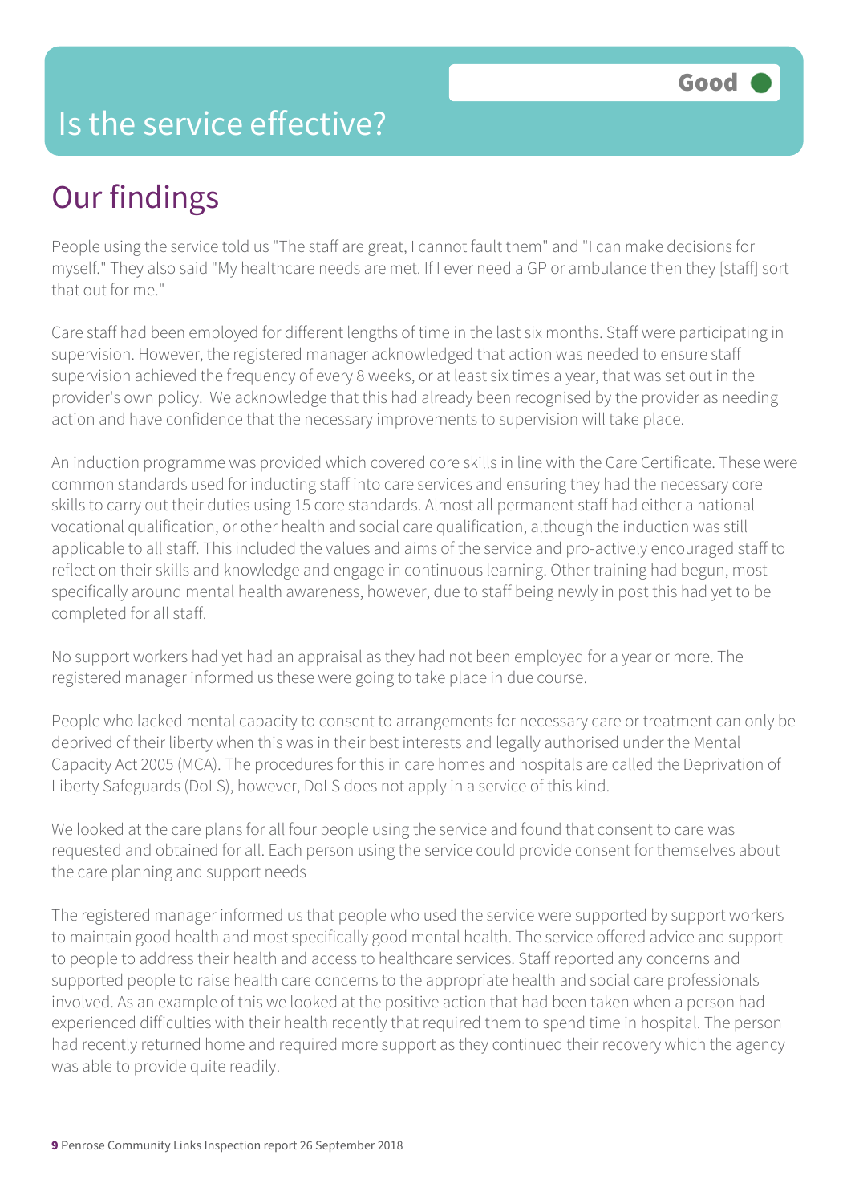# Is the service effective?

Good

## Our findings

People using the service told us "The staff are great, I cannot fault them" and "I can make decisions for myself." They also said "My healthcare needs are met. If I ever need a GP or ambulance then they [staff] sort that out for me."

Care staff had been employed for different lengths of time in the last six months. Staff were participating in supervision. However, the registered manager acknowledged that action was needed to ensure staff supervision achieved the frequency of every 8 weeks, or at least six times a year, that was set out in the provider's own policy. We acknowledge that this had already been recognised by the provider as needing action and have confidence that the necessary improvements to supervision will take place.

An induction programme was provided which covered core skills in line with the Care Certificate. These were common standards used for inducting staff into care services and ensuring they had the necessary core skills to carry out their duties using 15 core standards. Almost all permanent staff had either a national vocational qualification, or other health and social care qualification, although the induction was still applicable to all staff. This included the values and aims of the service and pro-actively encouraged staff to reflect on their skills and knowledge and engage in continuous learning. Other training had begun, most specifically around mental health awareness, however, due to staff being newly in post this had yet to be completed for all staff.

No support workers had yet had an appraisal as they had not been employed for a year or more. The registered manager informed us these were going to take place in due course.

People who lacked mental capacity to consent to arrangements for necessary care or treatment can only be deprived of their liberty when this was in their best interests and legally authorised under the Mental Capacity Act 2005 (MCA). The procedures for this in care homes and hospitals are called the Deprivation of Liberty Safeguards (DoLS), however, DoLS does not apply in a service of this kind.

We looked at the care plans for all four people using the service and found that consent to care was requested and obtained for all. Each person using the service could provide consent for themselves about the care planning and support needs

The registered manager informed us that people who used the service were supported by support workers to maintain good health and most specifically good mental health. The service offered advice and support to people to address their health and access to healthcare services. Staff reported any concerns and supported people to raise health care concerns to the appropriate health and social care professionals involved. As an example of this we looked at the positive action that had been taken when a person had experienced difficulties with their health recently that required them to spend time in hospital. The person had recently returned home and required more support as they continued their recovery which the agency was able to provide quite readily.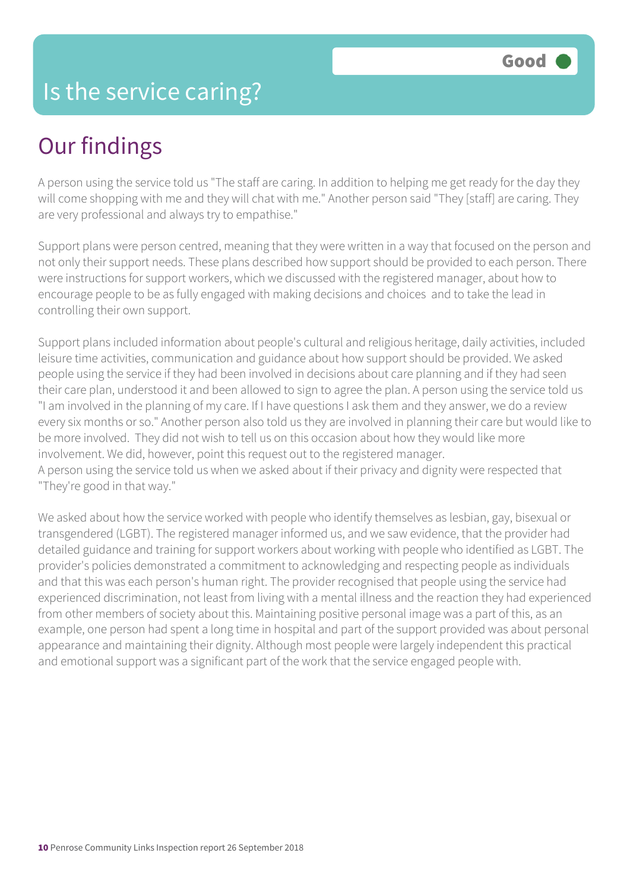# Is the service caring?

**Good**

## Our findings

A person using the service told us "The staff are caring. In addition to helping me get ready for the day they will come shopping with me and they will chat with me." Another person said "They [staff] are caring. They are very professional and always try to empathise."

Support plans were person centred, meaning that they were written in a way that focused on the person and not only their support needs. These plans described how support should be provided to each person. There were instructions for support workers, which we discussed with the registered manager, about how to encourage people to be as fully engaged with making decisions and choices and to take the lead in controlling their own support.

Support plans included information about people's cultural and religious heritage, daily activities, included leisure time activities, communication and guidance about how support should be provided. We asked people using the service if they had been involved in decisions about care planning and if they had seen their care plan, understood it and been allowed to sign to agree the plan. A person using the service told us "I am involved in the planning of my care. If I have questions I ask them and they answer, we do a review every six months or so." Another person also told us they are involved in planning their care but would like to be more involved. They did not wish to tell us on this occasion about how they would like more involvement. We did, however, point this request out to the registered manager.
A person using the service told us when we asked about if their privacy and dignity were respected that "They're good in that way."

We asked about how the service worked with people who identify themselves as lesbian, gay, bisexual or transgendered (LGBT). The registered manager informed us, and we saw evidence, that the provider had detailed guidance and training for support workers about working with people who identified as LGBT. The provider's policies demonstrated a commitment to acknowledging and respecting people as individuals and that this was each person's human right. The provider recognised that people using the service had experienced discrimination, not least from living with a mental illness and the reaction they had experienced from other members of society about this. Maintaining positive personal image was a part of this, as an example, one person had spent a long time in hospital and part of the support provided was about personal appearance and maintaining their dignity. Although most people were largely independent this practical and emotional support was a significant part of the work that the service engaged people with.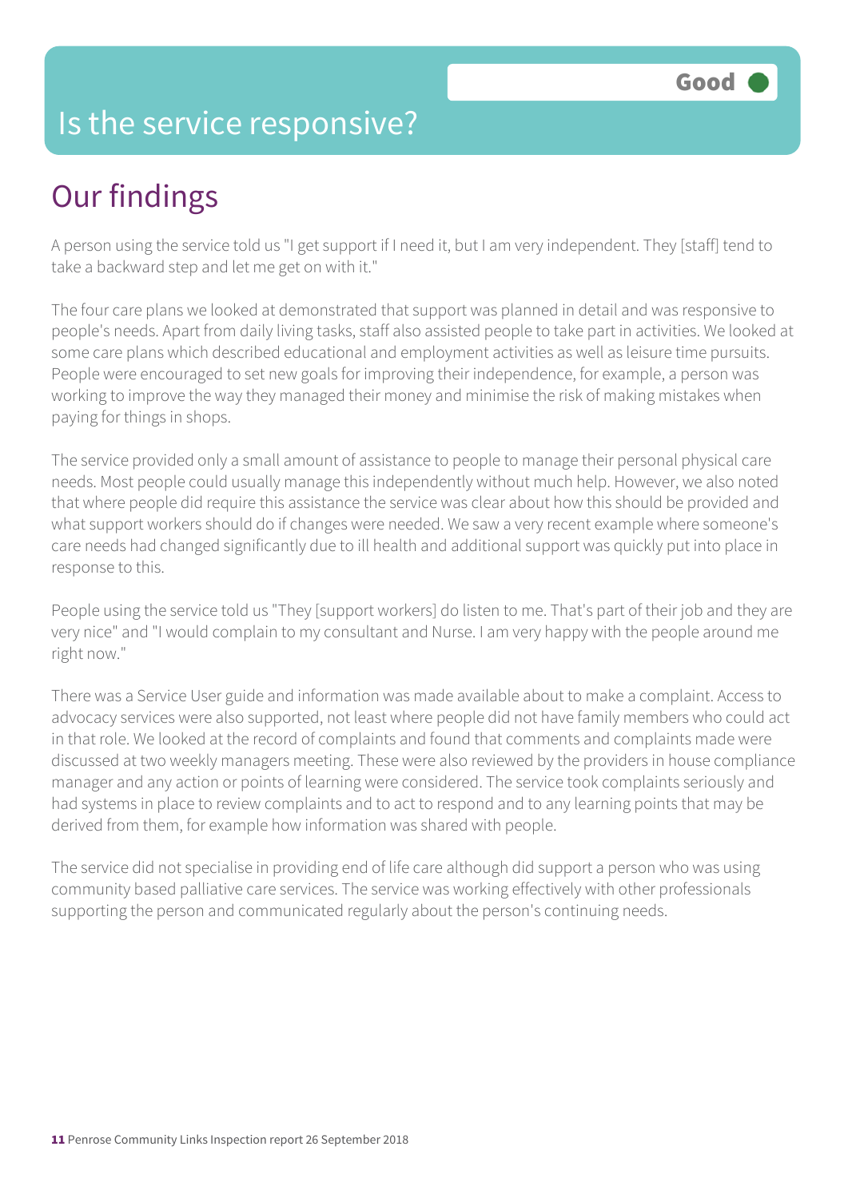# Is the service responsive?

**Good**

## Our findings

A person using the service told us "I get support if I need it, but I am very independent. They [staff] tend to take a backward step and let me get on with it."

The four care plans we looked at demonstrated that support was planned in detail and was responsive to people's needs. Apart from daily living tasks, staff also assisted people to take part in activities. We looked at some care plans which described educational and employment activities as well as leisure time pursuits. People were encouraged to set new goals for improving their independence, for example, a person was working to improve the way they managed their money and minimise the risk of making mistakes when paying for things in shops.

The service provided only a small amount of assistance to people to manage their personal physical care needs. Most people could usually manage this independently without much help. However, we also noted that where people did require this assistance the service was clear about how this should be provided and what support workers should do if changes were needed. We saw a very recent example where someone's care needs had changed significantly due to ill health and additional support was quickly put into place in response to this.

People using the service told us "They [support workers] do listen to me. That's part of their job and they are very nice" and "I would complain to my consultant and Nurse. I am very happy with the people around me right now."

There was a Service User guide and information was made available about to make a complaint. Access to advocacy services were also supported, not least where people did not have family members who could act in that role. We looked at the record of complaints and found that comments and complaints made were discussed at two weekly managers meeting. These were also reviewed by the providers in house compliance manager and any action or points of learning were considered. The service took complaints seriously and had systems in place to review complaints and to act to respond and to any learning points that may be derived from them, for example how information was shared with people.

The service did not specialise in providing end of life care although did support a person who was using community based palliative care services. The service was working effectively with other professionals supporting the person and communicated regularly about the person's continuing needs.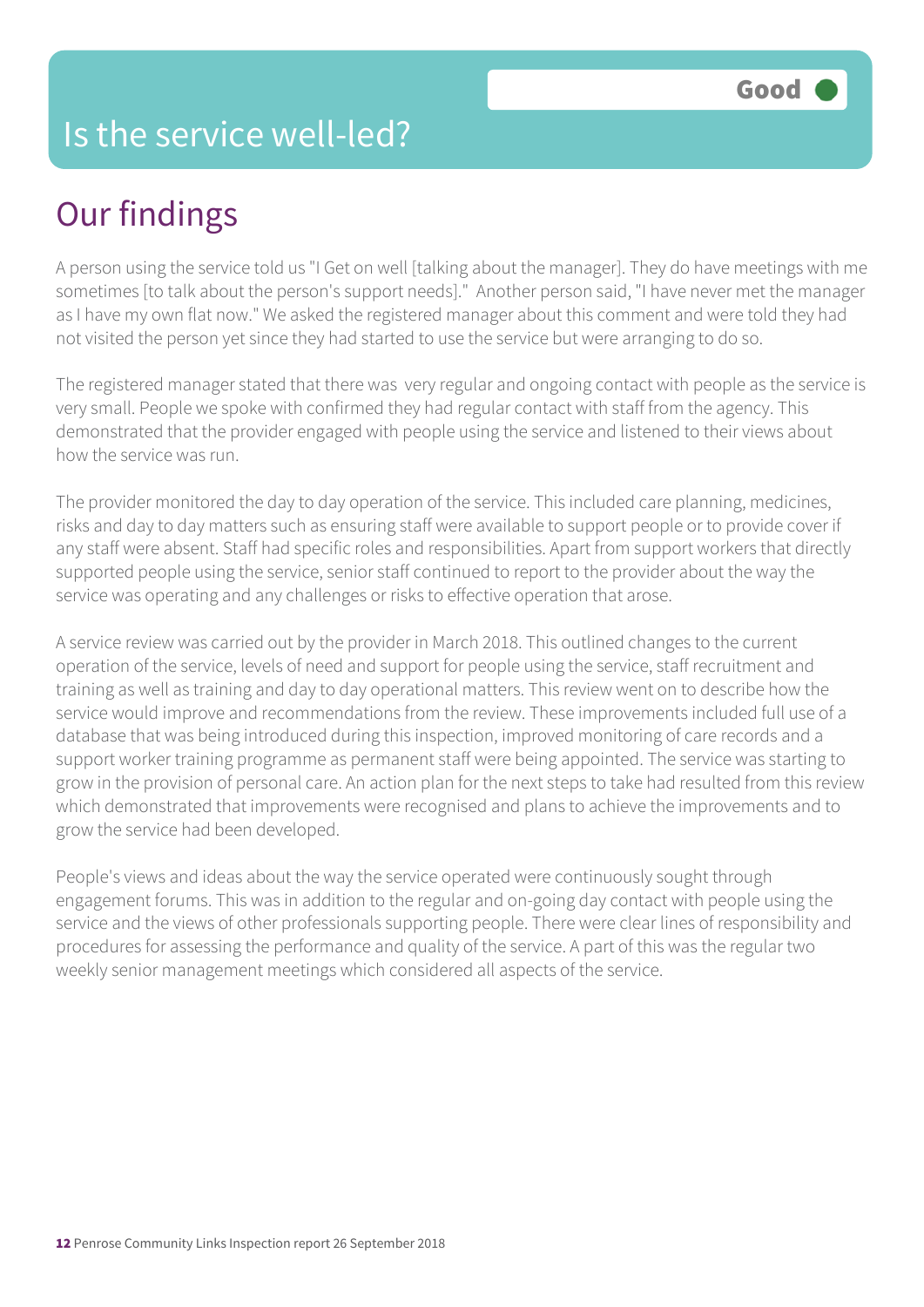# Is the service well-led?

Good

## Our findings

A person using the service told us "I Get on well [talking about the manager]. They do have meetings with me sometimes [to talk about the person's support needs]." Another person said, "I have never met the manager as I have my own flat now." We asked the registered manager about this comment and were told they had not visited the person yet since they had started to use the service but were arranging to do so.

The registered manager stated that there was very regular and ongoing contact with people as the service is very small. People we spoke with confirmed they had regular contact with staff from the agency. This demonstrated that the provider engaged with people using the service and listened to their views about how the service was run.

The provider monitored the day to day operation of the service. This included care planning, medicines, risks and day to day matters such as ensuring staff were available to support people or to provide cover if any staff were absent. Staff had specific roles and responsibilities. Apart from support workers that directly supported people using the service, senior staff continued to report to the provider about the way the service was operating and any challenges or risks to effective operation that arose.

A service review was carried out by the provider in March 2018. This outlined changes to the current operation of the service, levels of need and support for people using the service, staff recruitment and training as well as training and day to day operational matters. This review went on to describe how the service would improve and recommendations from the review. These improvements included full use of a database that was being introduced during this inspection, improved monitoring of care records and a support worker training programme as permanent staff were being appointed. The service was starting to grow in the provision of personal care. An action plan for the next steps to take had resulted from this review which demonstrated that improvements were recognised and plans to achieve the improvements and to grow the service had been developed.

People's views and ideas about the way the service operated were continuously sought through engagement forums. This was in addition to the regular and on-going day contact with people using the service and the views of other professionals supporting people. There were clear lines of responsibility and procedures for assessing the performance and quality of the service. A part of this was the regular two weekly senior management meetings which considered all aspects of the service.